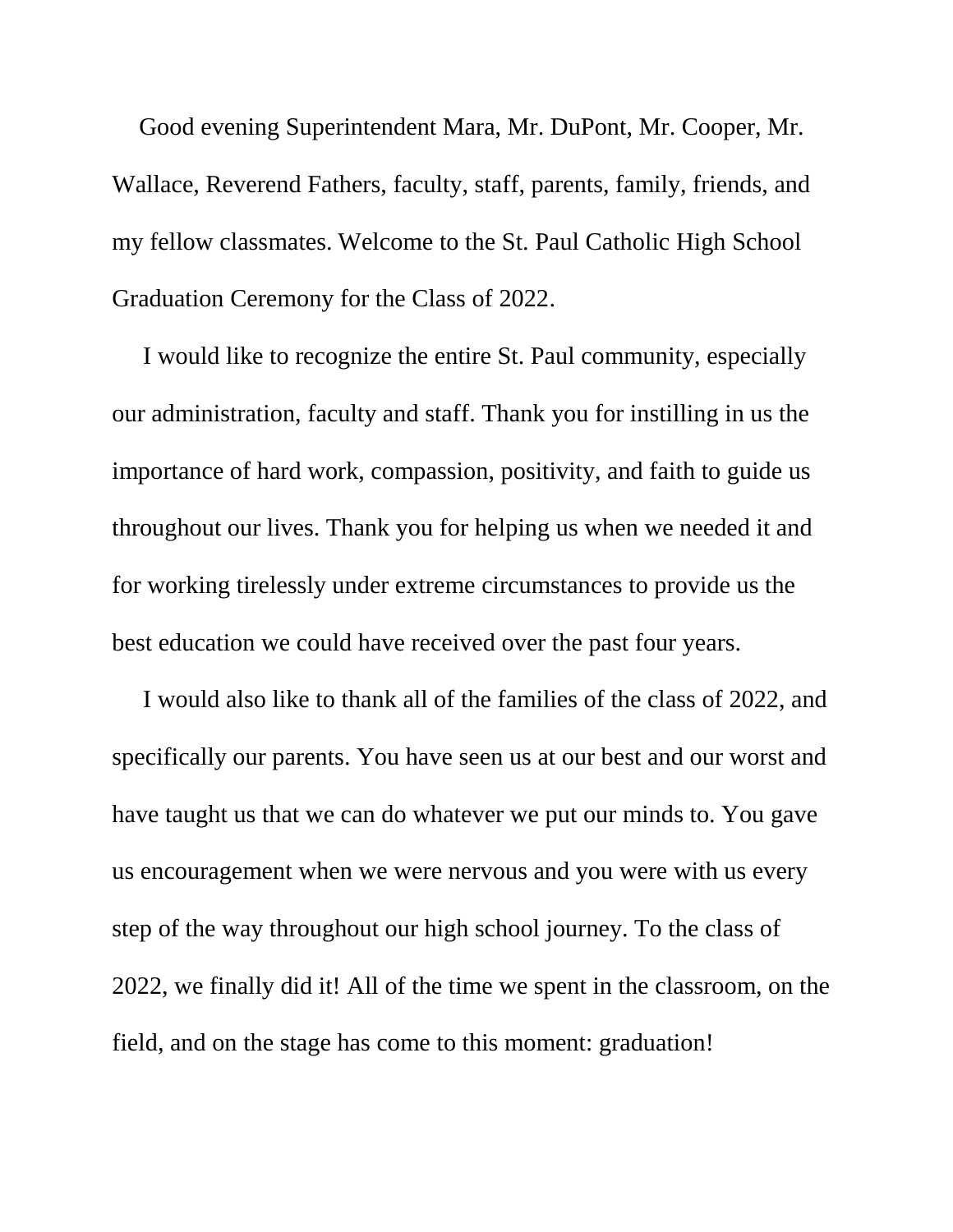Good evening Superintendent Mara, Mr. DuPont, Mr. Cooper, Mr. Wallace, Reverend Fathers, faculty, staff, parents, family, friends, and my fellow classmates. Welcome to the St. Paul Catholic High School Graduation Ceremony for the Class of 2022.

I would like to recognize the entire St. Paul community, especially our administration, faculty and staff. Thank you for instilling in us the importance of hard work, compassion, positivity, and faith to guide us throughout our lives. Thank you for helping us when we needed it and for working tirelessly under extreme circumstances to provide us the best education we could have received over the past four years.

I would also like to thank all of the families of the class of 2022, and specifically our parents. You have seen us at our best and our worst and have taught us that we can do whatever we put our minds to. You gave us encouragement when we were nervous and you were with us every step of the way throughout our high school journey. To the class of 2022, we finally did it! All of the time we spent in the classroom, on the field, and on the stage has come to this moment: graduation!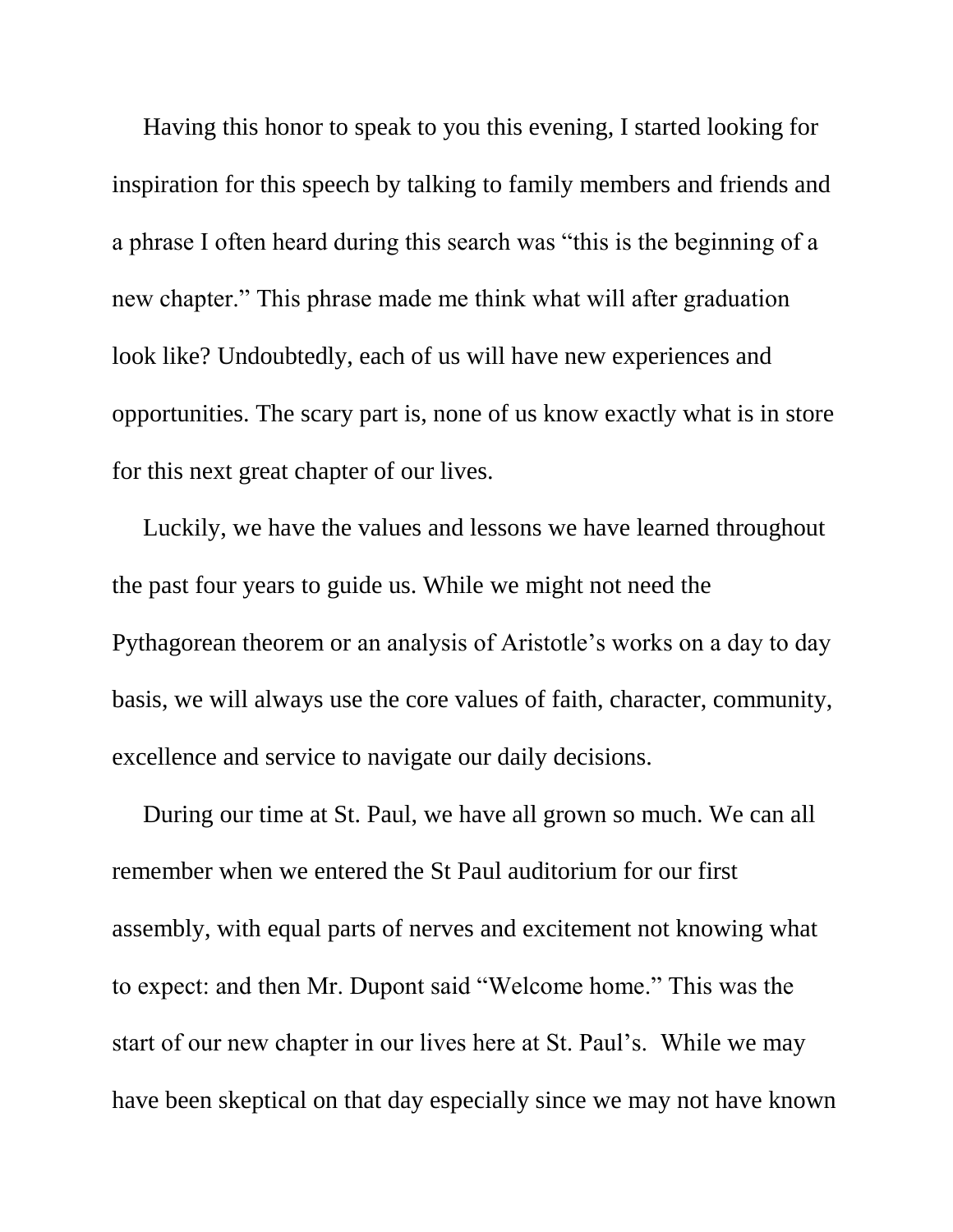Having this honor to speak to you this evening, I started looking for inspiration for this speech by talking to family members and friends and a phrase I often heard during this search was "this is the beginning of a new chapter." This phrase made me think what will after graduation look like? Undoubtedly, each of us will have new experiences and opportunities. The scary part is, none of us know exactly what is in store for this next great chapter of our lives.

Luckily, we have the values and lessons we have learned throughout the past four years to guide us. While we might not need the Pythagorean theorem or an analysis of Aristotle's works on a day to day basis, we will always use the core values of faith, character, community, excellence and service to navigate our daily decisions.

During our time at St. Paul, we have all grown so much. We can all remember when we entered the St Paul auditorium for our first assembly, with equal parts of nerves and excitement not knowing what to expect: and then Mr. Dupont said "Welcome home." This was the start of our new chapter in our lives here at St. Paul's. While we may have been skeptical on that day especially since we may not have known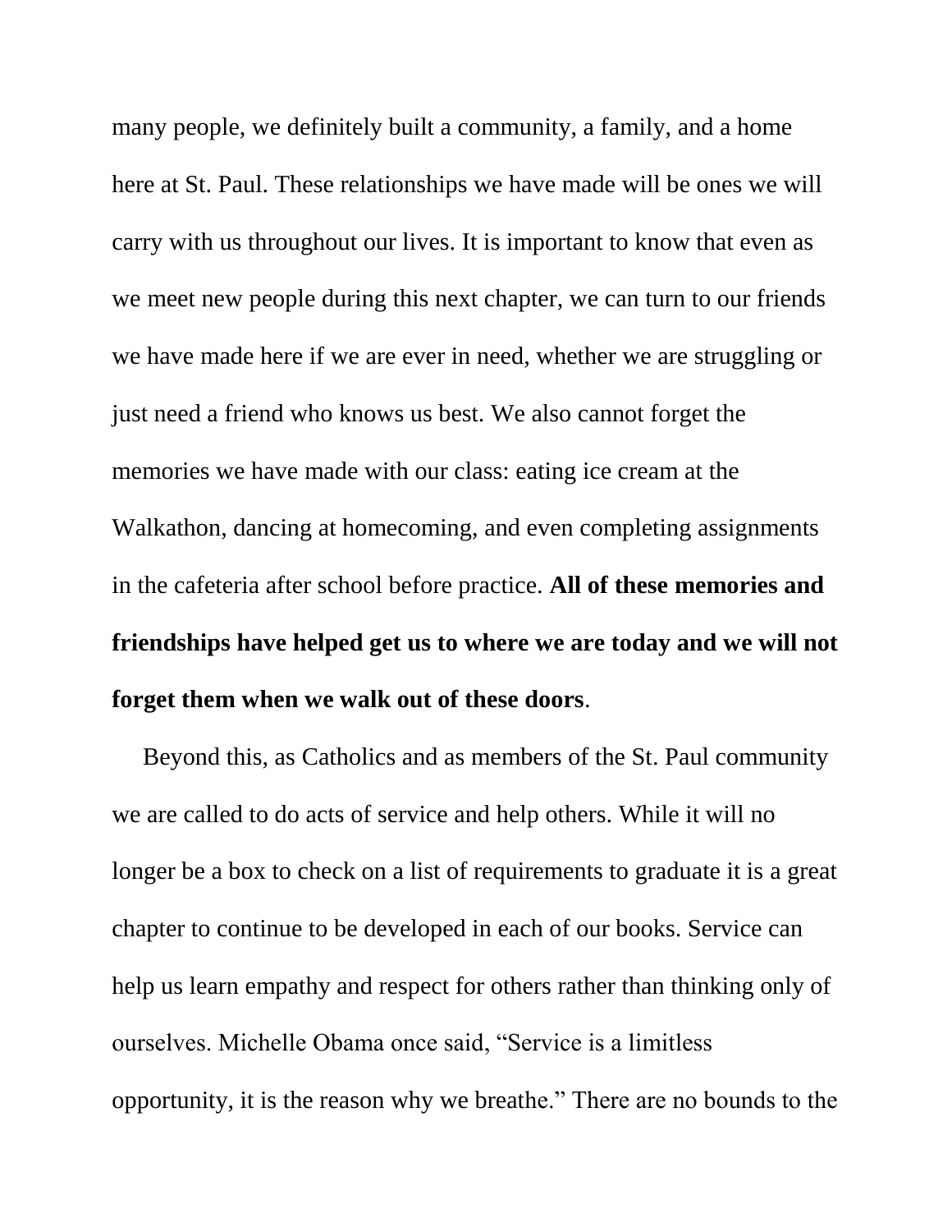many people, we definitely built a community, a family, and a home here at St. Paul. These relationships we have made will be ones we will carry with us throughout our lives. It is important to know that even as we meet new people during this next chapter, we can turn to our friends we have made here if we are ever in need, whether we are struggling or just need a friend who knows us best. We also cannot forget the memories we have made with our class: eating ice cream at the Walkathon, dancing at homecoming, and even completing assignments in the cafeteria after school before practice. **All of these memories and friendships have helped get us to where we are today and we will not forget them when we walk out of these doors**.

Beyond this, as Catholics and as members of the St. Paul community we are called to do acts of service and help others. While it will no longer be a box to check on a list of requirements to graduate it is a great chapter to continue to be developed in each of our books. Service can help us learn empathy and respect for others rather than thinking only of ourselves. Michelle Obama once said, "Service is a limitless opportunity, it is the reason why we breathe." There are no bounds to the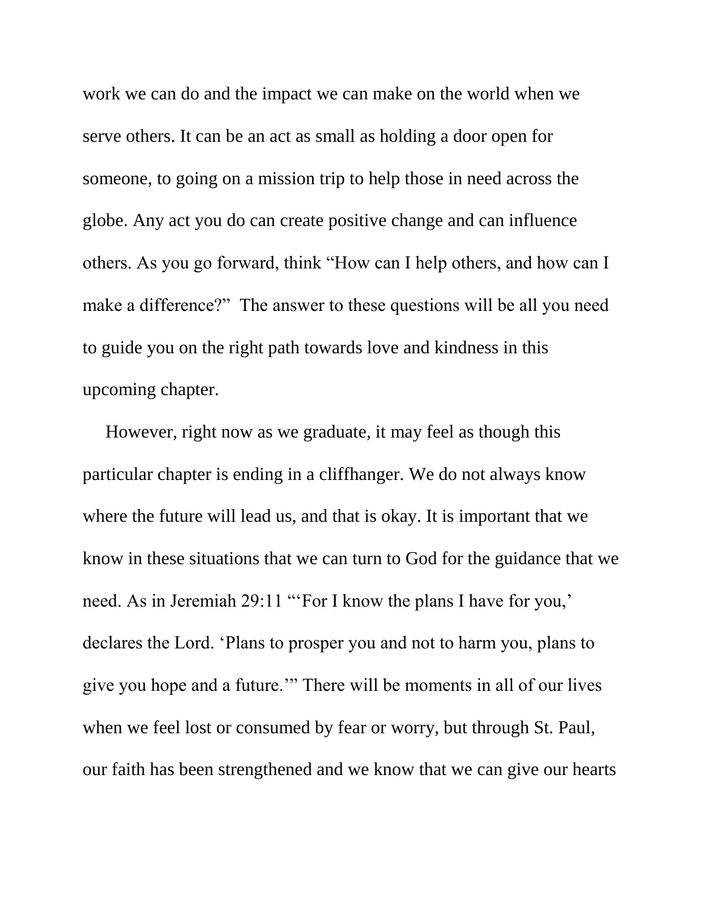work we can do and the impact we can make on the world when we serve others. It can be an act as small as holding a door open for someone, to going on a mission trip to help those in need across the globe. Any act you do can create positive change and can influence others. As you go forward, think "How can I help others, and how can I make a difference?" The answer to these questions will be all you need to guide you on the right path towards love and kindness in this upcoming chapter.

However, right now as we graduate, it may feel as though this particular chapter is ending in a cliffhanger. We do not always know where the future will lead us, and that is okay. It is important that we know in these situations that we can turn to God for the guidance that we need. As in Jeremiah 29:11 "'For I know the plans I have for you,' declares the Lord. 'Plans to prosper you and not to harm you, plans to give you hope and a future.'" There will be moments in all of our lives when we feel lost or consumed by fear or worry, but through St. Paul, our faith has been strengthened and we know that we can give our hearts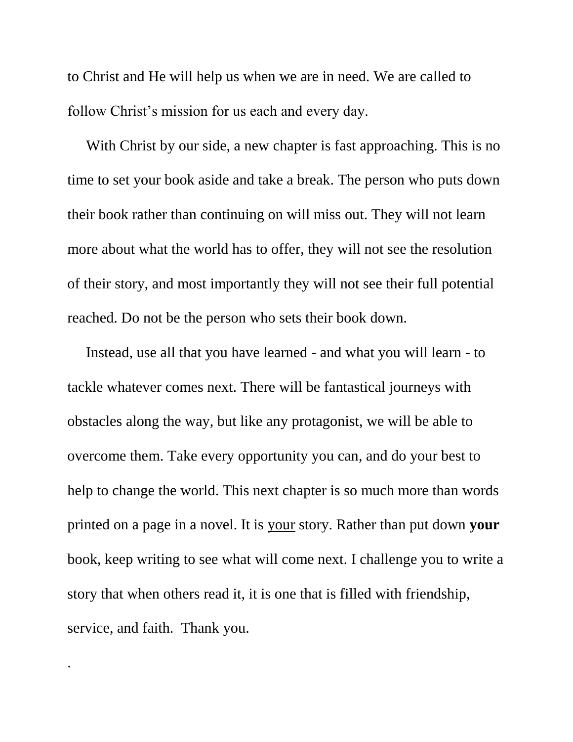to Christ and He will help us when we are in need. We are called to follow Christ's mission for us each and every day.

With Christ by our side, a new chapter is fast approaching. This is no time to set your book aside and take a break. The person who puts down their book rather than continuing on will miss out. They will not learn more about what the world has to offer, they will not see the resolution of their story, and most importantly they will not see their full potential reached. Do not be the person who sets their book down.

Instead, use all that you have learned - and what you will learn - to tackle whatever comes next. There will be fantastical journeys with obstacles along the way, but like any protagonist, we will be able to overcome them. Take every opportunity you can, and do your best to help to change the world. This next chapter is so much more than words printed on a page in a novel. It is <u>your</u> story. Rather than put down **your** book, keep writing to see what will come next. I challenge you to write a story that when others read it, it is one that is filled with friendship, service, and faith.  Thank you.

.